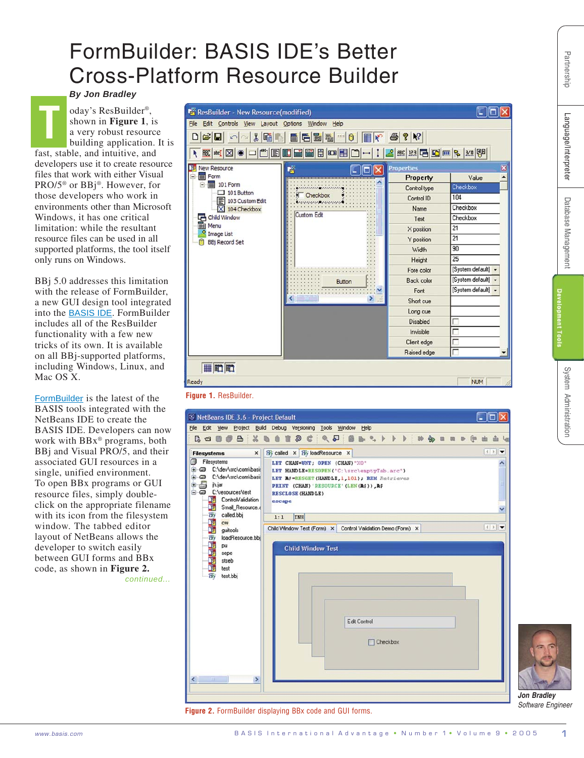# FormBuilder: BASIS IDE's Better Cross-Platform Resource Builder

**By Jon Bradley**

Today's ResBuilder®, shown in **Figure 1**, is a very robust resource building application. It is fast, stable, and intuitive, and developers use it to create resource files that work with either Visual PRO/5® or BBj®. However, for those developers who work in environments other than Microsoft Windows, it has one critical limitation: while the resultant resource files can be used in all supported platforms, the tool itself only runs on Windows.

BBj 5.0 addresses this limitation with the release of FormBuilder, a new GUI design tool integrated into the BASIS IDE. FormBuilder includes all of the ResBuilder functionality with a few new tricks of its own. It is available on all BBj-supported platforms, including Windows, Linux, and Mac OS X.

FormBuilder is the latest of the BASIS tools integrated with the NetBeans IDE to create the BASIS IDE. Developers can now work with BBx® programs, both BBj and Visual PRO/5, and their associated GUI resources in a single, unified environment. To open BBx programs or GUI resource files, simply double-click on the appropriate filename with its icon from the filesystem window. The tabbed editor layout of NetBeans allows the developer to switch easily between GUI forms and BBx code, as shown in **Figure 2.**

*continued...*

**Figure 1.** ResBuilder.

**Figure 2.** FormBuilder displaying BBx code and GUI forms.

*Jon Bradley*
*Software Engineer*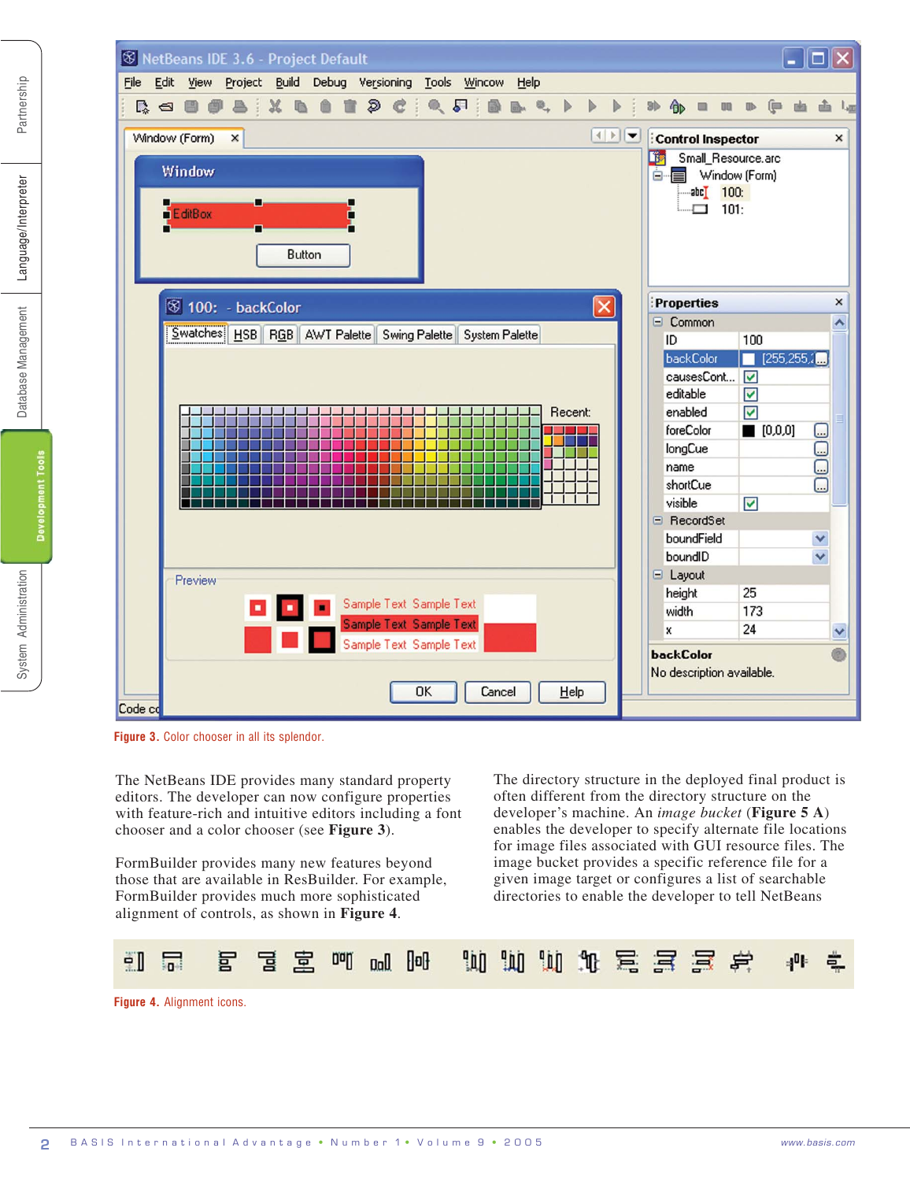Figure 3. Color chooser in all its splendor.

The NetBeans IDE provides many standard property editors. The developer can now configure properties with feature-rich and intuitive editors including a font chooser and a color chooser (see **Figure 3**).

FormBuilder provides many new features beyond those that are available in ResBuilder. For example, FormBuilder provides much more sophisticated alignment of controls, as shown in **Figure 4**.

The directory structure in the deployed final product is often different from the directory structure on the developer's machine. An *image bucket* (**Figure 5 A**) enables the developer to specify alternate file locations for image files associated with GUI resource files. The image bucket provides a specific reference file for a given image target or configures a list of searchable directories to enable the developer to tell NetBeans

Figure 4. Alignment icons.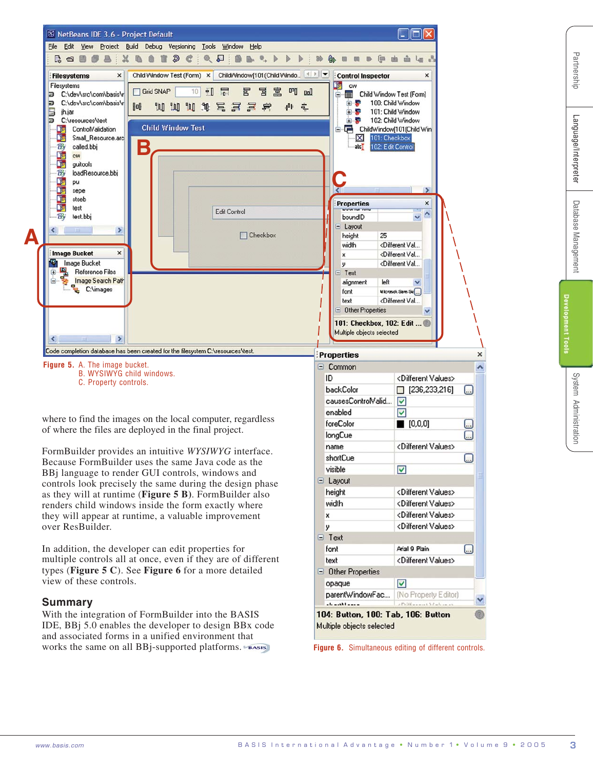Figure 5. A. The image bucket.
B. WYSIWYG child windows.
C. Property controls.

where to find the images on the local computer, regardless of where the files are deployed in the final project.

FormBuilder provides an intuitive *WYSIWYG* interface. Because FormBuilder uses the same Java code as the BBj language to render GUI controls, windows and controls look precisely the same during the design phase as they will at runtime (**Figure 5 B**). FormBuilder also renders child windows inside the form exactly where they will appear at runtime, a valuable improvement over ResBuilder.

In addition, the developer can edit properties for multiple controls all at once, even if they are of different types (**Figure 5 C**). See **Figure 6** for a more detailed view of these controls.

## Summary

With the integration of FormBuilder into the BASIS IDE, BBj 5.0 enables the developer to design BBx code and associated forms in a unified environment that works the same on all BBj-supported platforms.

Figure 6. Simultaneous editing of different controls.